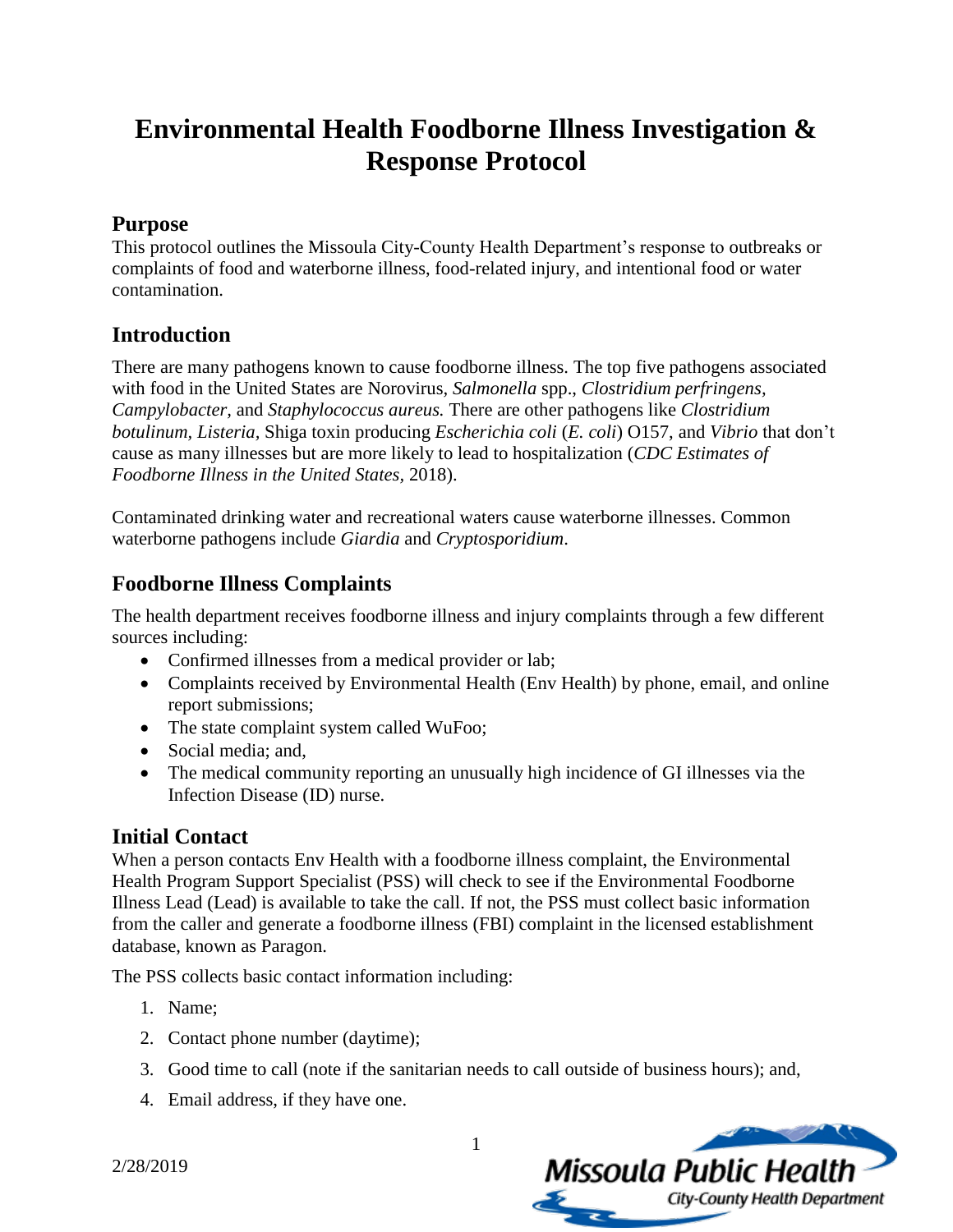# Environmental Health Foodborne Illness Investigation & Response Protocol

## Purpose

This protocol outlines the Missoula City-County Health Department's response to outbreaks or complaints of food and waterborne illness, food-related injury, and intentional food or water contamination.

## Introduction

There are many pathogens known to cause foodborne illness. The top five pathogens associated with food in the United States are Norovirus, *Salmonella* spp., *Clostridium perfringens*, *Campylobacter*, and *Staphylococcus aureus.* There are other pathogens like *Clostridium botulinum*, *Listeria*, Shiga toxin producing *Escherichia coli* (*E. coli*) O157, and *Vibrio* that don't cause as many illnesses but are more likely to lead to hospitalization (*CDC Estimates of Foodborne Illness in the United States*, 2018).

Contaminated drinking water and recreational waters cause waterborne illnesses. Common waterborne pathogens include *Giardia* and *Cryptosporidium*.

## Foodborne Illness Complaints

The health department receives foodborne illness and injury complaints through a few different sources including:

- Confirmed illnesses from a medical provider or lab;
- Complaints received by Environmental Health (Env Health) by phone, email, and online report submissions;
- The state complaint system called WuFoo;
- Social media; and,
- The medical community reporting an unusually high incidence of GI illnesses via the Infection Disease (ID) nurse.

## Initial Contact

When a person contacts Env Health with a foodborne illness complaint, the Environmental Health Program Support Specialist (PSS) will check to see if the Environmental Foodborne Illness Lead (Lead) is available to take the call. If not, the PSS must collect basic information from the caller and generate a foodborne illness (FBI) complaint in the licensed establishment database, known as Paragon.

The PSS collects basic contact information including:

1. Name;
2. Contact phone number (daytime);
3. Good time to call (note if the sanitarian needs to call outside of business hours); and,
4. Email address, if they have one.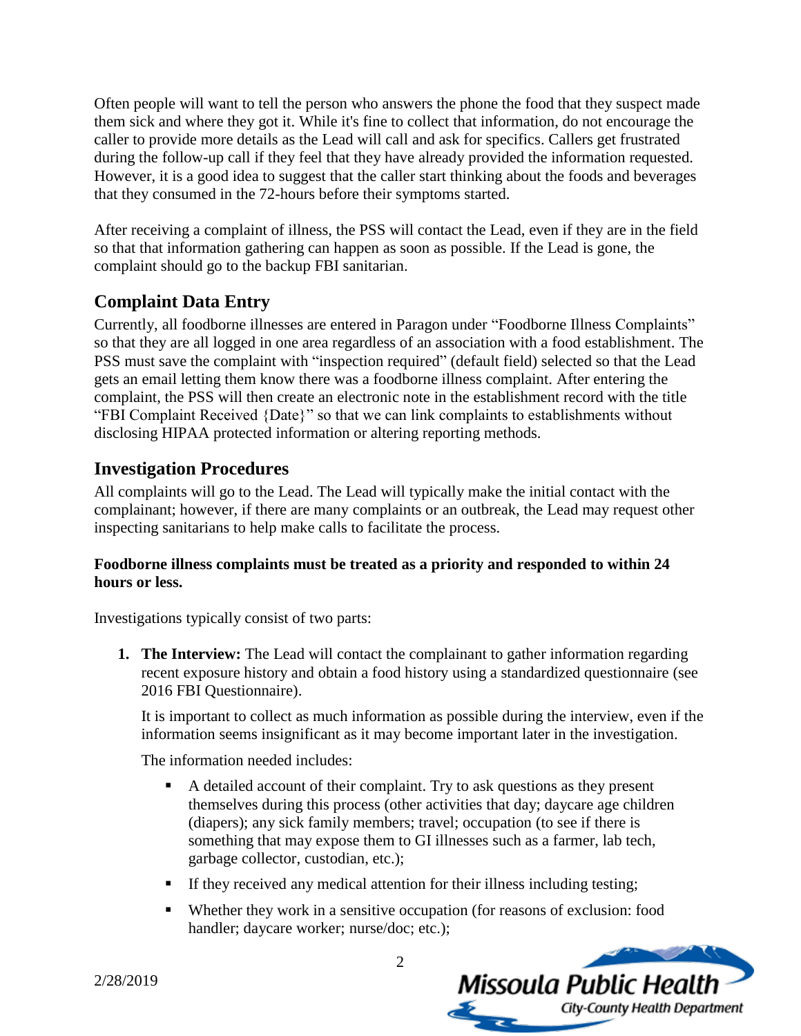Often people will want to tell the person who answers the phone the food that they suspect made them sick and where they got it. While it's fine to collect that information, do not encourage the caller to provide more details as the Lead will call and ask for specifics. Callers get frustrated during the follow-up call if they feel that they have already provided the information requested. However, it is a good idea to suggest that the caller start thinking about the foods and beverages that they consumed in the 72-hours before their symptoms started.

After receiving a complaint of illness, the PSS will contact the Lead, even if they are in the field so that that information gathering can happen as soon as possible. If the Lead is gone, the complaint should go to the backup FBI sanitarian.

## Complaint Data Entry

Currently, all foodborne illnesses are entered in Paragon under "Foodborne Illness Complaints" so that they are all logged in one area regardless of an association with a food establishment. The PSS must save the complaint with "inspection required" (default field) selected so that the Lead gets an email letting them know there was a foodborne illness complaint. After entering the complaint, the PSS will then create an electronic note in the establishment record with the title "FBI Complaint Received {Date}" so that we can link complaints to establishments without disclosing HIPAA protected information or altering reporting methods.

## Investigation Procedures

All complaints will go to the Lead. The Lead will typically make the initial contact with the complainant; however, if there are many complaints or an outbreak, the Lead may request other inspecting sanitarians to help make calls to facilitate the process.

**Foodborne illness complaints must be treated as a priority and responded to within 24 hours or less.**

Investigations typically consist of two parts:

1. **The Interview:** The Lead will contact the complainant to gather information regarding recent exposure history and obtain a food history using a standardized questionnaire (see 2016 FBI Questionnaire).

   It is important to collect as much information as possible during the interview, even if the information seems insignificant as it may become important later in the investigation.

   The information needed includes:

   - A detailed account of their complaint. Try to ask questions as they present themselves during this process (other activities that day; daycare age children (diapers); any sick family members; travel; occupation (to see if there is something that may expose them to GI illnesses such as a farmer, lab tech, garbage collector, custodian, etc.);
   - If they received any medical attention for their illness including testing;
   - Whether they work in a sensitive occupation (for reasons of exclusion: food handler; daycare worker; nurse/doc; etc.);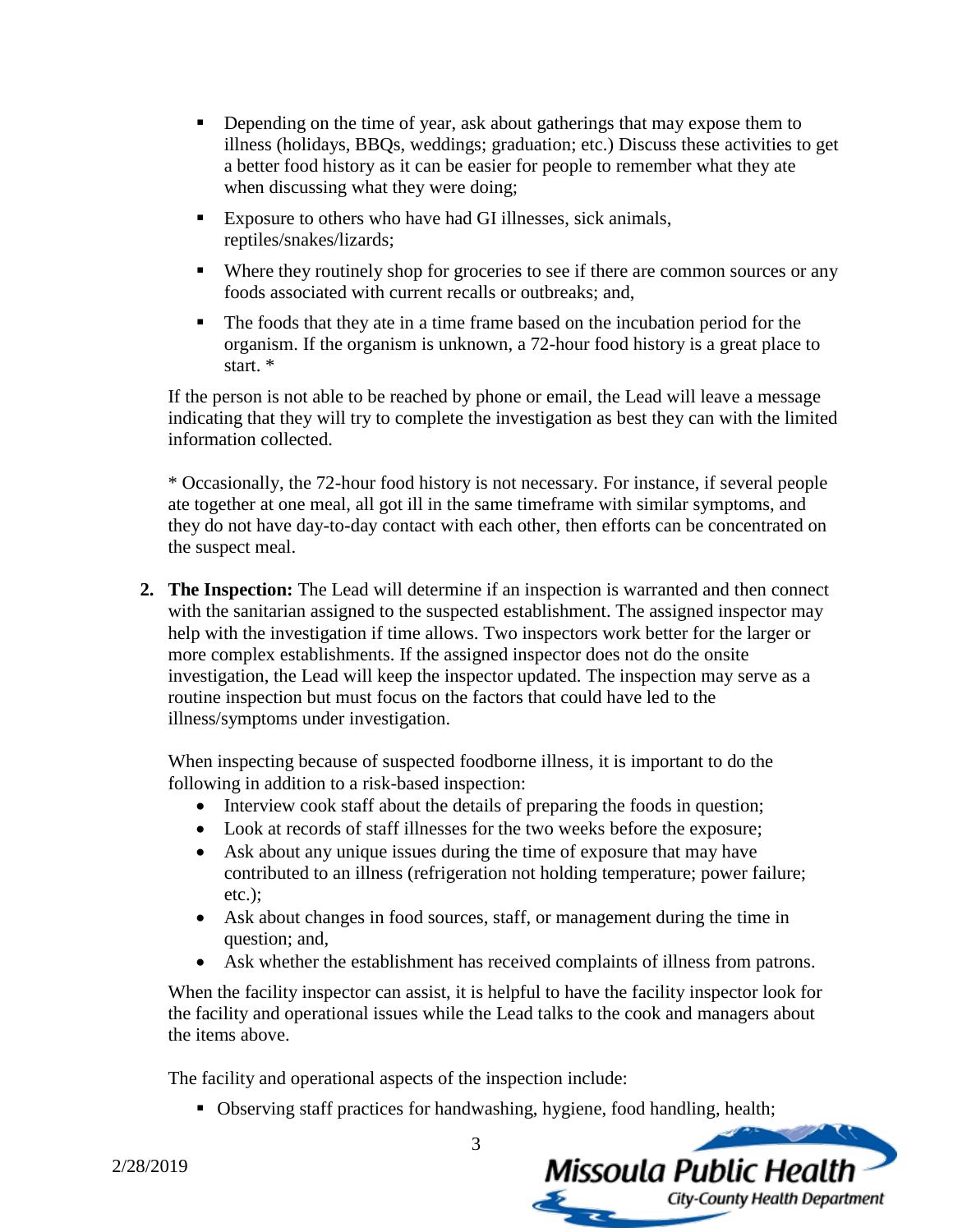- Depending on the time of year, ask about gatherings that may expose them to illness (holidays, BBQs, weddings; graduation; etc.) Discuss these activities to get a better food history as it can be easier for people to remember what they ate when discussing what they were doing;
- Exposure to others who have had GI illnesses, sick animals, reptiles/snakes/lizards;
- Where they routinely shop for groceries to see if there are common sources or any foods associated with current recalls or outbreaks; and,
- The foods that they ate in a time frame based on the incubation period for the organism. If the organism is unknown, a 72-hour food history is a great place to start. *

If the person is not able to be reached by phone or email, the Lead will leave a message indicating that they will try to complete the investigation as best they can with the limited information collected.

* Occasionally, the 72-hour food history is not necessary. For instance, if several people ate together at one meal, all got ill in the same timeframe with similar symptoms, and they do not have day-to-day contact with each other, then efforts can be concentrated on the suspect meal.

2. **The Inspection:** The Lead will determine if an inspection is warranted and then connect with the sanitarian assigned to the suspected establishment. The assigned inspector may help with the investigation if time allows. Two inspectors work better for the larger or more complex establishments. If the assigned inspector does not do the onsite investigation, the Lead will keep the inspector updated. The inspection may serve as a routine inspection but must focus on the factors that could have led to the illness/symptoms under investigation.

   When inspecting because of suspected foodborne illness, it is important to do the following in addition to a risk-based inspection:
   - Interview cook staff about the details of preparing the foods in question;
   - Look at records of staff illnesses for the two weeks before the exposure;
   - Ask about any unique issues during the time of exposure that may have contributed to an illness (refrigeration not holding temperature; power failure; etc.);
   - Ask about changes in food sources, staff, or management during the time in question; and,
   - Ask whether the establishment has received complaints of illness from patrons.

   When the facility inspector can assist, it is helpful to have the facility inspector look for the facility and operational issues while the Lead talks to the cook and managers about the items above.

   The facility and operational aspects of the inspection include:
   - Observing staff practices for handwashing, hygiene, food handling, health;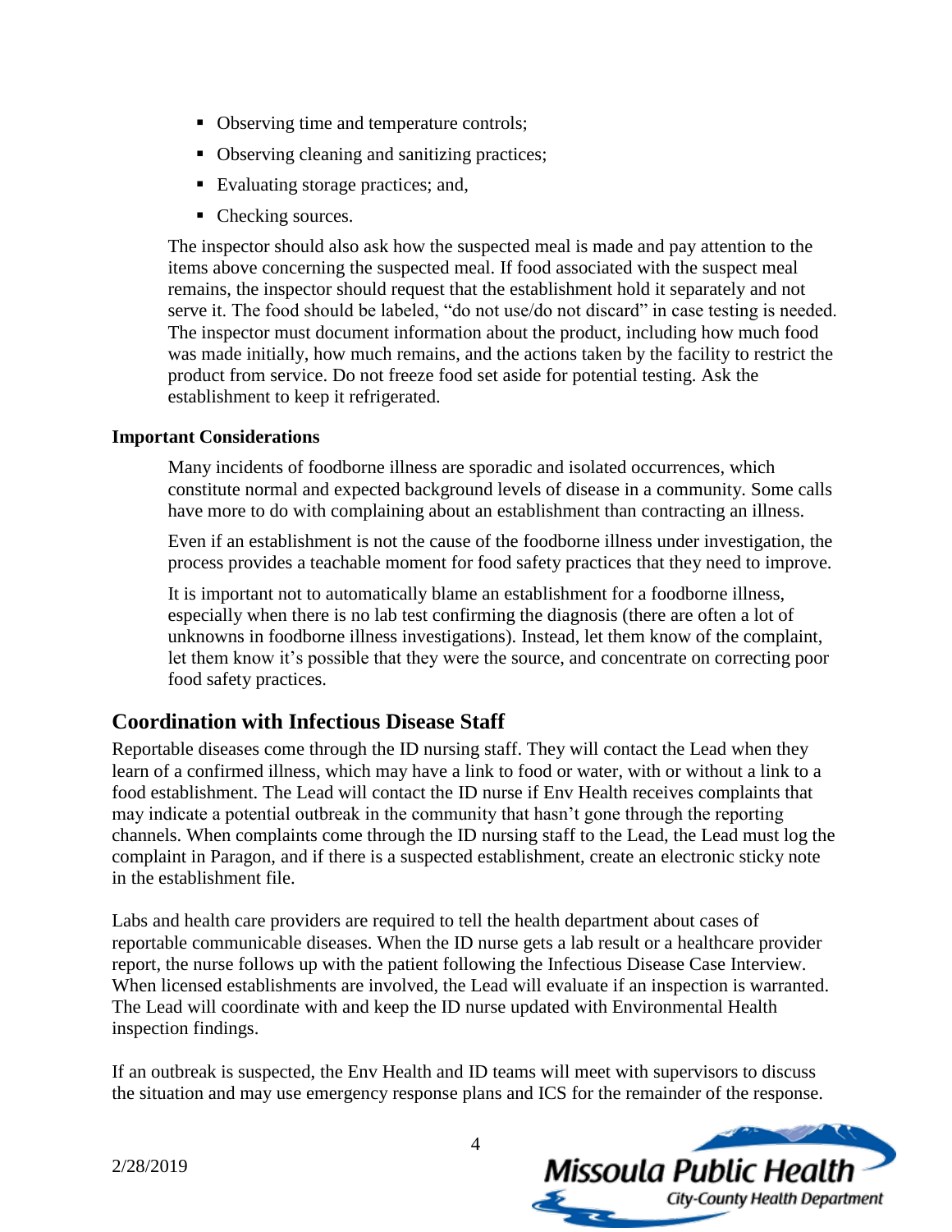- Observing time and temperature controls;
- Observing cleaning and sanitizing practices;
- Evaluating storage practices; and,
- Checking sources.

The inspector should also ask how the suspected meal is made and pay attention to the items above concerning the suspected meal. If food associated with the suspect meal remains, the inspector should request that the establishment hold it separately and not serve it. The food should be labeled, "do not use/do not discard" in case testing is needed. The inspector must document information about the product, including how much food was made initially, how much remains, and the actions taken by the facility to restrict the product from service. Do not freeze food set aside for potential testing. Ask the establishment to keep it refrigerated.

**Important Considerations**

Many incidents of foodborne illness are sporadic and isolated occurrences, which constitute normal and expected background levels of disease in a community. Some calls have more to do with complaining about an establishment than contracting an illness.

Even if an establishment is not the cause of the foodborne illness under investigation, the process provides a teachable moment for food safety practices that they need to improve.

It is important not to automatically blame an establishment for a foodborne illness, especially when there is no lab test confirming the diagnosis (there are often a lot of unknowns in foodborne illness investigations). Instead, let them know of the complaint, let them know it's possible that they were the source, and concentrate on correcting poor food safety practices.

## Coordination with Infectious Disease Staff

Reportable diseases come through the ID nursing staff. They will contact the Lead when they learn of a confirmed illness, which may have a link to food or water, with or without a link to a food establishment. The Lead will contact the ID nurse if Env Health receives complaints that may indicate a potential outbreak in the community that hasn't gone through the reporting channels. When complaints come through the ID nursing staff to the Lead, the Lead must log the complaint in Paragon, and if there is a suspected establishment, create an electronic sticky note in the establishment file.

Labs and health care providers are required to tell the health department about cases of reportable communicable diseases. When the ID nurse gets a lab result or a healthcare provider report, the nurse follows up with the patient following the Infectious Disease Case Interview. When licensed establishments are involved, the Lead will evaluate if an inspection is warranted. The Lead will coordinate with and keep the ID nurse updated with Environmental Health inspection findings.

If an outbreak is suspected, the Env Health and ID teams will meet with supervisors to discuss the situation and may use emergency response plans and ICS for the remainder of the response.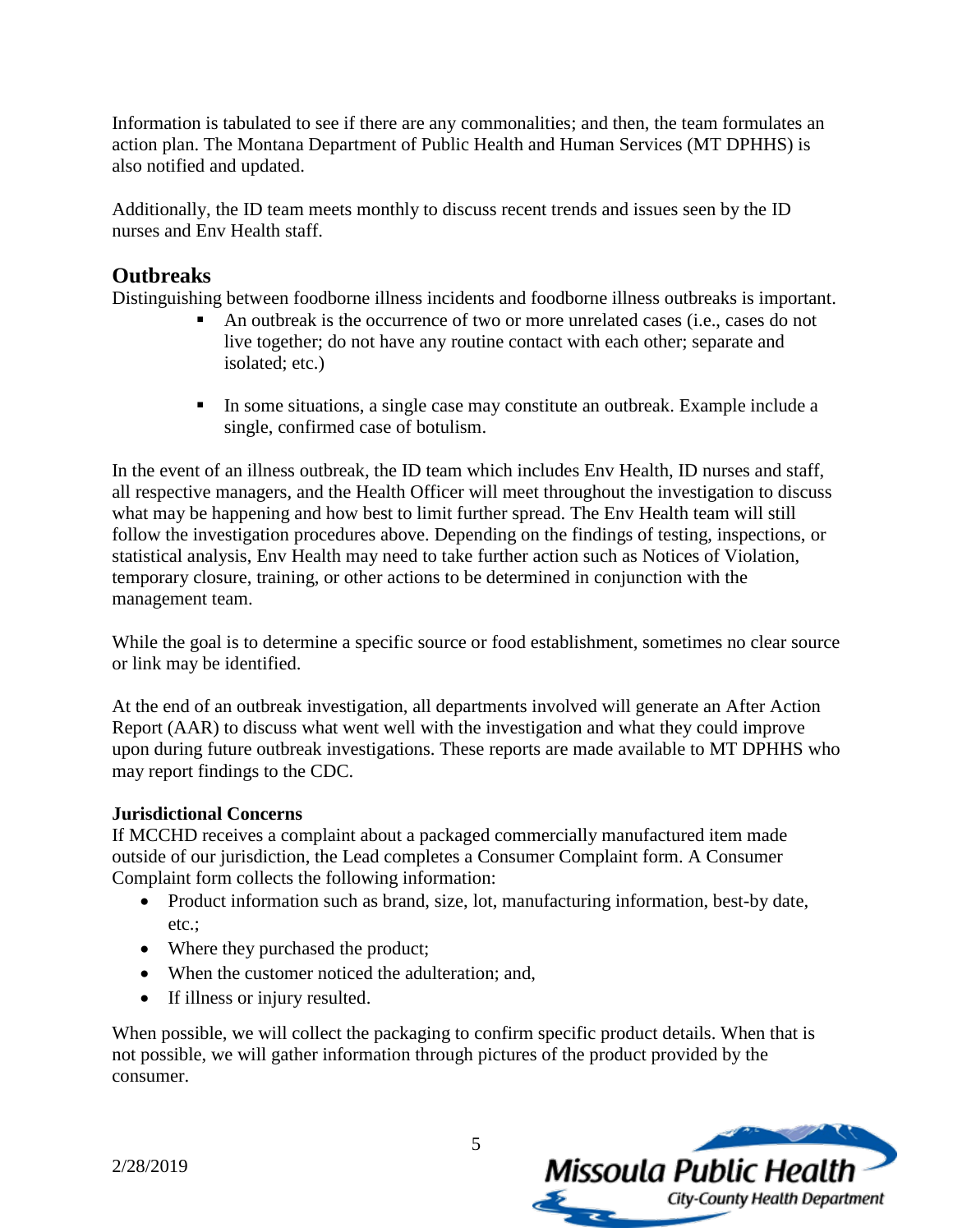Information is tabulated to see if there are any commonalities; and then, the team formulates an action plan. The Montana Department of Public Health and Human Services (MT DPHHS) is also notified and updated.

Additionally, the ID team meets monthly to discuss recent trends and issues seen by the ID nurses and Env Health staff.

## Outbreaks

Distinguishing between foodborne illness incidents and foodborne illness outbreaks is important.

- An outbreak is the occurrence of two or more unrelated cases (i.e., cases do not live together; do not have any routine contact with each other; separate and isolated; etc.)

- In some situations, a single case may constitute an outbreak. Example include a single, confirmed case of botulism.

In the event of an illness outbreak, the ID team which includes Env Health, ID nurses and staff, all respective managers, and the Health Officer will meet throughout the investigation to discuss what may be happening and how best to limit further spread. The Env Health team will still follow the investigation procedures above. Depending on the findings of testing, inspections, or statistical analysis, Env Health may need to take further action such as Notices of Violation, temporary closure, training, or other actions to be determined in conjunction with the management team.

While the goal is to determine a specific source or food establishment, sometimes no clear source or link may be identified.

At the end of an outbreak investigation, all departments involved will generate an After Action Report (AAR) to discuss what went well with the investigation and what they could improve upon during future outbreak investigations. These reports are made available to MT DPHHS who may report findings to the CDC.

**Jurisdictional Concerns**

If MCCHD receives a complaint about a packaged commercially manufactured item made outside of our jurisdiction, the Lead completes a Consumer Complaint form. A Consumer Complaint form collects the following information:

- Product information such as brand, size, lot, manufacturing information, best-by date, etc.;
- Where they purchased the product;
- When the customer noticed the adulteration; and,
- If illness or injury resulted.

When possible, we will collect the packaging to confirm specific product details. When that is not possible, we will gather information through pictures of the product provided by the consumer.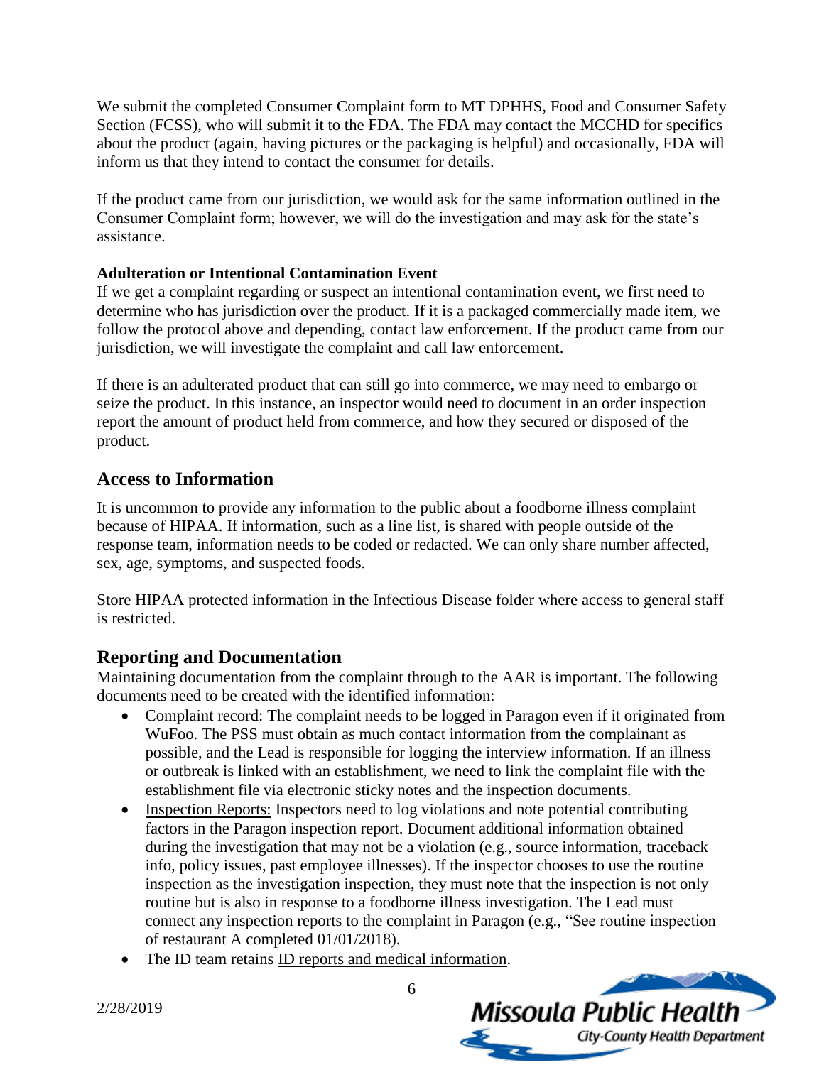We submit the completed Consumer Complaint form to MT DPHHS, Food and Consumer Safety Section (FCSS), who will submit it to the FDA. The FDA may contact the MCCHD for specifics about the product (again, having pictures or the packaging is helpful) and occasionally, FDA will inform us that they intend to contact the consumer for details.

If the product came from our jurisdiction, we would ask for the same information outlined in the Consumer Complaint form; however, we will do the investigation and may ask for the state's assistance.

**Adulteration or Intentional Contamination Event**

If we get a complaint regarding or suspect an intentional contamination event, we first need to determine who has jurisdiction over the product. If it is a packaged commercially made item, we follow the protocol above and depending, contact law enforcement. If the product came from our jurisdiction, we will investigate the complaint and call law enforcement.

If there is an adulterated product that can still go into commerce, we may need to embargo or seize the product. In this instance, an inspector would need to document in an order inspection report the amount of product held from commerce, and how they secured or disposed of the product.

## Access to Information

It is uncommon to provide any information to the public about a foodborne illness complaint because of HIPAA. If information, such as a line list, is shared with people outside of the response team, information needs to be coded or redacted. We can only share number affected, sex, age, symptoms, and suspected foods.

Store HIPAA protected information in the Infectious Disease folder where access to general staff is restricted.

## Reporting and Documentation

Maintaining documentation from the complaint through to the AAR is important. The following documents need to be created with the identified information:

- Complaint record: The complaint needs to be logged in Paragon even if it originated from WuFoo. The PSS must obtain as much contact information from the complainant as possible, and the Lead is responsible for logging the interview information. If an illness or outbreak is linked with an establishment, we need to link the complaint file with the establishment file via electronic sticky notes and the inspection documents.
- Inspection Reports: Inspectors need to log violations and note potential contributing factors in the Paragon inspection report. Document additional information obtained during the investigation that may not be a violation (e.g., source information, traceback info, policy issues, past employee illnesses). If the inspector chooses to use the routine inspection as the investigation inspection, they must note that the inspection is not only routine but is also in response to a foodborne illness investigation. The Lead must connect any inspection reports to the complaint in Paragon (e.g., "See routine inspection of restaurant A completed 01/01/2018).
- The ID team retains ID reports and medical information.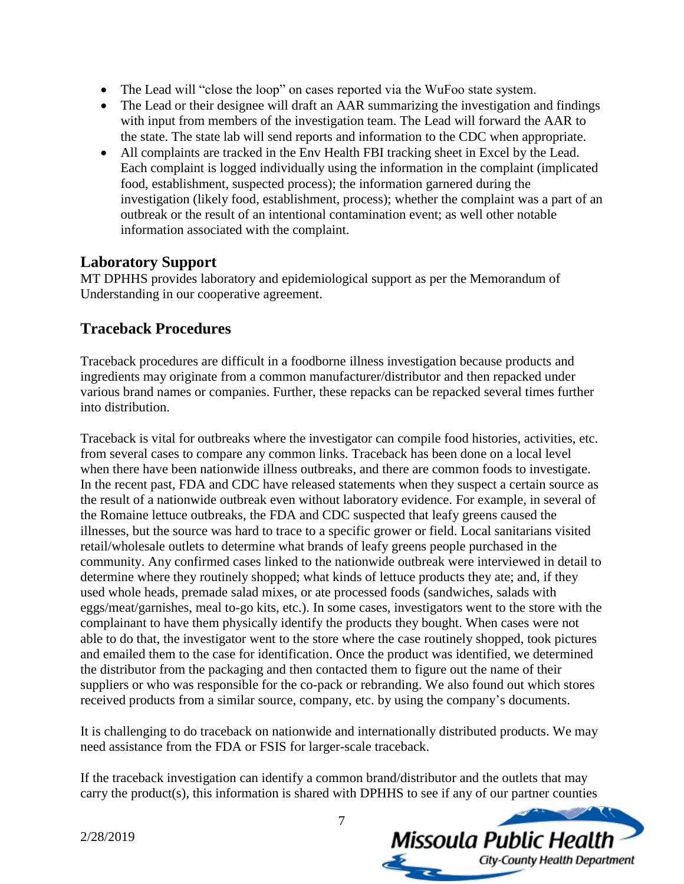- The Lead will "close the loop" on cases reported via the WuFoo state system.
- The Lead or their designee will draft an AAR summarizing the investigation and findings with input from members of the investigation team. The Lead will forward the AAR to the state. The state lab will send reports and information to the CDC when appropriate.
- All complaints are tracked in the Env Health FBI tracking sheet in Excel by the Lead. Each complaint is logged individually using the information in the complaint (implicated food, establishment, suspected process); the information garnered during the investigation (likely food, establishment, process); whether the complaint was a part of an outbreak or the result of an intentional contamination event; as well other notable information associated with the complaint.

## Laboratory Support

MT DPHHS provides laboratory and epidemiological support as per the Memorandum of Understanding in our cooperative agreement.

## Traceback Procedures

Traceback procedures are difficult in a foodborne illness investigation because products and ingredients may originate from a common manufacturer/distributor and then repacked under various brand names or companies. Further, these repacks can be repacked several times further into distribution.

Traceback is vital for outbreaks where the investigator can compile food histories, activities, etc. from several cases to compare any common links. Traceback has been done on a local level when there have been nationwide illness outbreaks, and there are common foods to investigate. In the recent past, FDA and CDC have released statements when they suspect a certain source as the result of a nationwide outbreak even without laboratory evidence. For example, in several of the Romaine lettuce outbreaks, the FDA and CDC suspected that leafy greens caused the illnesses, but the source was hard to trace to a specific grower or field. Local sanitarians visited retail/wholesale outlets to determine what brands of leafy greens people purchased in the community. Any confirmed cases linked to the nationwide outbreak were interviewed in detail to determine where they routinely shopped; what kinds of lettuce products they ate; and, if they used whole heads, premade salad mixes, or ate processed foods (sandwiches, salads with eggs/meat/garnishes, meal to-go kits, etc.). In some cases, investigators went to the store with the complainant to have them physically identify the products they bought. When cases were not able to do that, the investigator went to the store where the case routinely shopped, took pictures and emailed them to the case for identification. Once the product was identified, we determined the distributor from the packaging and then contacted them to figure out the name of their suppliers or who was responsible for the co-pack or rebranding. We also found out which stores received products from a similar source, company, etc. by using the company's documents.

It is challenging to do traceback on nationwide and internationally distributed products. We may need assistance from the FDA or FSIS for larger-scale traceback.

If the traceback investigation can identify a common brand/distributor and the outlets that may carry the product(s), this information is shared with DPHHS to see if any of our partner counties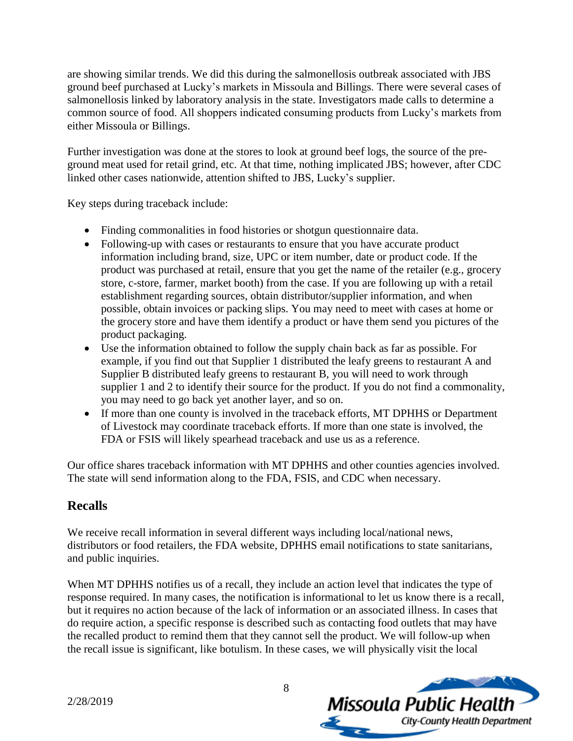are showing similar trends. We did this during the salmonellosis outbreak associated with JBS ground beef purchased at Lucky's markets in Missoula and Billings. There were several cases of salmonellosis linked by laboratory analysis in the state. Investigators made calls to determine a common source of food. All shoppers indicated consuming products from Lucky's markets from either Missoula or Billings.

Further investigation was done at the stores to look at ground beef logs, the source of the pre-ground meat used for retail grind, etc. At that time, nothing implicated JBS; however, after CDC linked other cases nationwide, attention shifted to JBS, Lucky's supplier.

Key steps during traceback include:

- Finding commonalities in food histories or shotgun questionnaire data.
- Following-up with cases or restaurants to ensure that you have accurate product information including brand, size, UPC or item number, date or product code. If the product was purchased at retail, ensure that you get the name of the retailer (e.g., grocery store, c-store, farmer, market booth) from the case. If you are following up with a retail establishment regarding sources, obtain distributor/supplier information, and when possible, obtain invoices or packing slips. You may need to meet with cases at home or the grocery store and have them identify a product or have them send you pictures of the product packaging.
- Use the information obtained to follow the supply chain back as far as possible. For example, if you find out that Supplier 1 distributed the leafy greens to restaurant A and Supplier B distributed leafy greens to restaurant B, you will need to work through supplier 1 and 2 to identify their source for the product. If you do not find a commonality, you may need to go back yet another layer, and so on.
- If more than one county is involved in the traceback efforts, MT DPHHS or Department of Livestock may coordinate traceback efforts. If more than one state is involved, the FDA or FSIS will likely spearhead traceback and use us as a reference.

Our office shares traceback information with MT DPHHS and other counties agencies involved. The state will send information along to the FDA, FSIS, and CDC when necessary.

## Recalls

We receive recall information in several different ways including local/national news, distributors or food retailers, the FDA website, DPHHS email notifications to state sanitarians, and public inquiries.

When MT DPHHS notifies us of a recall, they include an action level that indicates the type of response required. In many cases, the notification is informational to let us know there is a recall, but it requires no action because of the lack of information or an associated illness. In cases that do require action, a specific response is described such as contacting food outlets that may have the recalled product to remind them that they cannot sell the product. We will follow-up when the recall issue is significant, like botulism. In these cases, we will physically visit the local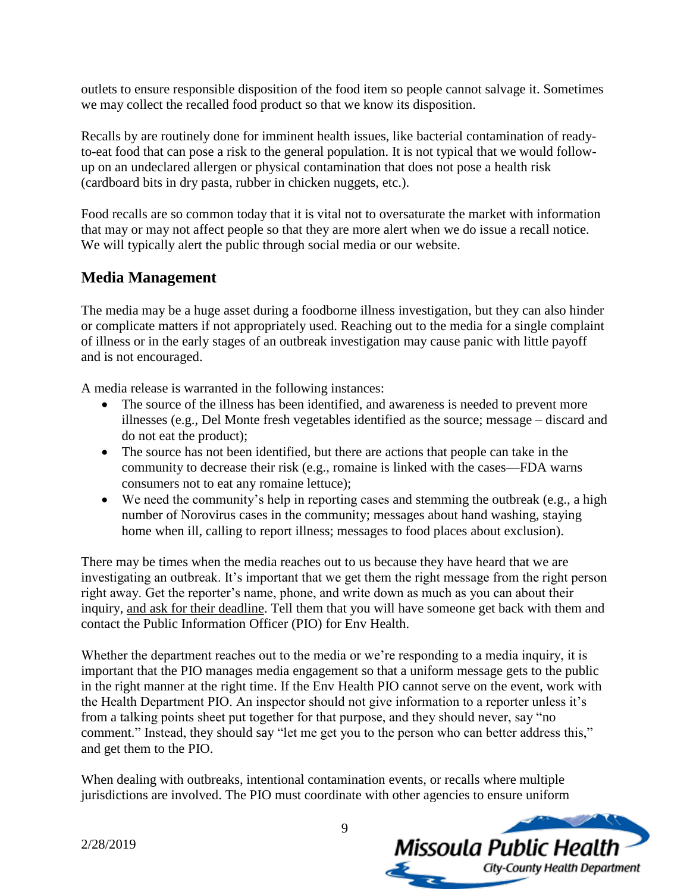outlets to ensure responsible disposition of the food item so people cannot salvage it. Sometimes we may collect the recalled food product so that we know its disposition.

Recalls by are routinely done for imminent health issues, like bacterial contamination of ready-to-eat food that can pose a risk to the general population. It is not typical that we would follow-up on an undeclared allergen or physical contamination that does not pose a health risk (cardboard bits in dry pasta, rubber in chicken nuggets, etc.).

Food recalls are so common today that it is vital not to oversaturate the market with information that may or may not affect people so that they are more alert when we do issue a recall notice. We will typically alert the public through social media or our website.

## Media Management

The media may be a huge asset during a foodborne illness investigation, but they can also hinder or complicate matters if not appropriately used. Reaching out to the media for a single complaint of illness or in the early stages of an outbreak investigation may cause panic with little payoff and is not encouraged.

A media release is warranted in the following instances:

- The source of the illness has been identified, and awareness is needed to prevent more illnesses (e.g., Del Monte fresh vegetables identified as the source; message – discard and do not eat the product);
- The source has not been identified, but there are actions that people can take in the community to decrease their risk (e.g., romaine is linked with the cases—FDA warns consumers not to eat any romaine lettuce);
- We need the community's help in reporting cases and stemming the outbreak (e.g., a high number of Norovirus cases in the community; messages about hand washing, staying home when ill, calling to report illness; messages to food places about exclusion).

There may be times when the media reaches out to us because they have heard that we are investigating an outbreak. It's important that we get them the right message from the right person right away. Get the reporter's name, phone, and write down as much as you can about their inquiry, <u>and ask for their deadline</u>. Tell them that you will have someone get back with them and contact the Public Information Officer (PIO) for Env Health.

Whether the department reaches out to the media or we're responding to a media inquiry, it is important that the PIO manages media engagement so that a uniform message gets to the public in the right manner at the right time. If the Env Health PIO cannot serve on the event, work with the Health Department PIO. An inspector should not give information to a reporter unless it's from a talking points sheet put together for that purpose, and they should never, say "no comment." Instead, they should say "let me get you to the person who can better address this," and get them to the PIO.

When dealing with outbreaks, intentional contamination events, or recalls where multiple jurisdictions are involved. The PIO must coordinate with other agencies to ensure uniform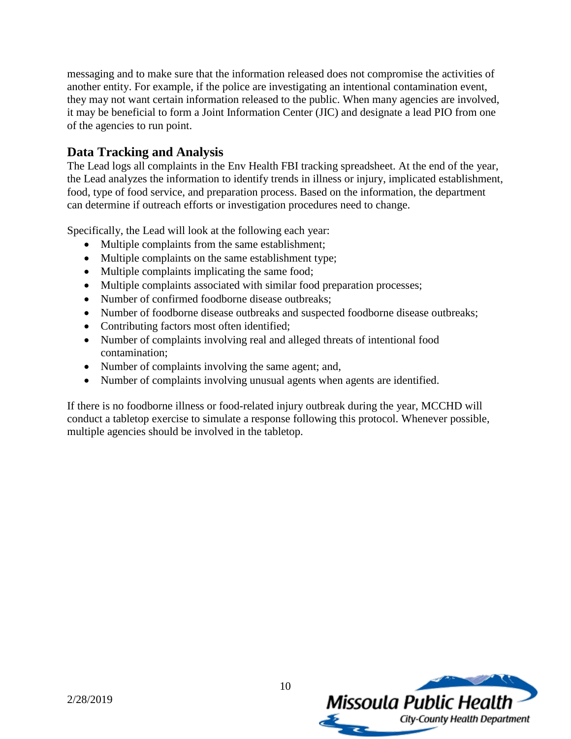messaging and to make sure that the information released does not compromise the activities of another entity. For example, if the police are investigating an intentional contamination event, they may not want certain information released to the public. When many agencies are involved, it may be beneficial to form a Joint Information Center (JIC) and designate a lead PIO from one of the agencies to run point.

## Data Tracking and Analysis

The Lead logs all complaints in the Env Health FBI tracking spreadsheet. At the end of the year, the Lead analyzes the information to identify trends in illness or injury, implicated establishment, food, type of food service, and preparation process. Based on the information, the department can determine if outreach efforts or investigation procedures need to change.

Specifically, the Lead will look at the following each year:

- Multiple complaints from the same establishment;
- Multiple complaints on the same establishment type;
- Multiple complaints implicating the same food;
- Multiple complaints associated with similar food preparation processes;
- Number of confirmed foodborne disease outbreaks;
- Number of foodborne disease outbreaks and suspected foodborne disease outbreaks;
- Contributing factors most often identified;
- Number of complaints involving real and alleged threats of intentional food contamination;
- Number of complaints involving the same agent; and,
- Number of complaints involving unusual agents when agents are identified.

If there is no foodborne illness or food-related injury outbreak during the year, MCCHD will conduct a tabletop exercise to simulate a response following this protocol. Whenever possible, multiple agencies should be involved in the tabletop.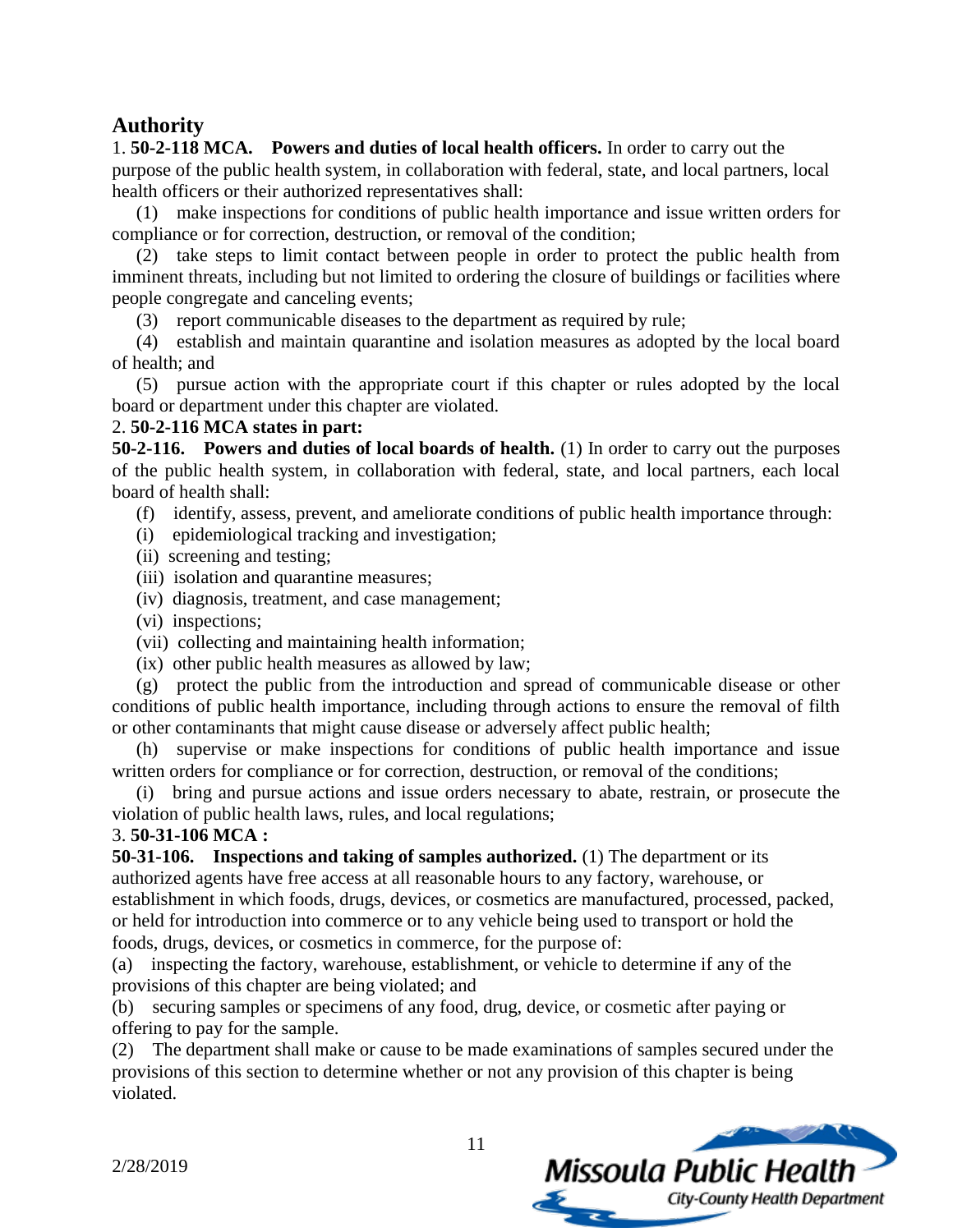## Authority

1. **50-2-118 MCA. Powers and duties of local health officers.** In order to carry out the purpose of the public health system, in collaboration with federal, state, and local partners, local health officers or their authorized representatives shall:

   (1) make inspections for conditions of public health importance and issue written orders for compliance or for correction, destruction, or removal of the condition;

   (2) take steps to limit contact between people in order to protect the public health from imminent threats, including but not limited to ordering the closure of buildings or facilities where people congregate and canceling events;

   (3) report communicable diseases to the department as required by rule;

   (4) establish and maintain quarantine and isolation measures as adopted by the local board of health; and

   (5) pursue action with the appropriate court if this chapter or rules adopted by the local board or department under this chapter are violated.

2. **50-2-116 MCA states in part:**

**50-2-116. Powers and duties of local boards of health.** (1) In order to carry out the purposes of the public health system, in collaboration with federal, state, and local partners, each local board of health shall:

   (f) identify, assess, prevent, and ameliorate conditions of public health importance through:

   (i) epidemiological tracking and investigation;

   (ii) screening and testing;

   (iii) isolation and quarantine measures;

   (iv) diagnosis, treatment, and case management;

   (vi) inspections;

   (vii) collecting and maintaining health information;

   (ix) other public health measures as allowed by law;

   (g) protect the public from the introduction and spread of communicable disease or other conditions of public health importance, including through actions to ensure the removal of filth or other contaminants that might cause disease or adversely affect public health;

   (h) supervise or make inspections for conditions of public health importance and issue written orders for compliance or for correction, destruction, or removal of the conditions;

   (i) bring and pursue actions and issue orders necessary to abate, restrain, or prosecute the violation of public health laws, rules, and local regulations;

3. **50-31-106 MCA :**

**50-31-106. Inspections and taking of samples authorized.** (1) The department or its authorized agents have free access at all reasonable hours to any factory, warehouse, or establishment in which foods, drugs, devices, or cosmetics are manufactured, processed, packed, or held for introduction into commerce or to any vehicle being used to transport or hold the foods, drugs, devices, or cosmetics in commerce, for the purpose of:

(a) inspecting the factory, warehouse, establishment, or vehicle to determine if any of the provisions of this chapter are being violated; and

(b) securing samples or specimens of any food, drug, device, or cosmetic after paying or offering to pay for the sample.

(2) The department shall make or cause to be made examinations of samples secured under the provisions of this section to determine whether or not any provision of this chapter is being violated.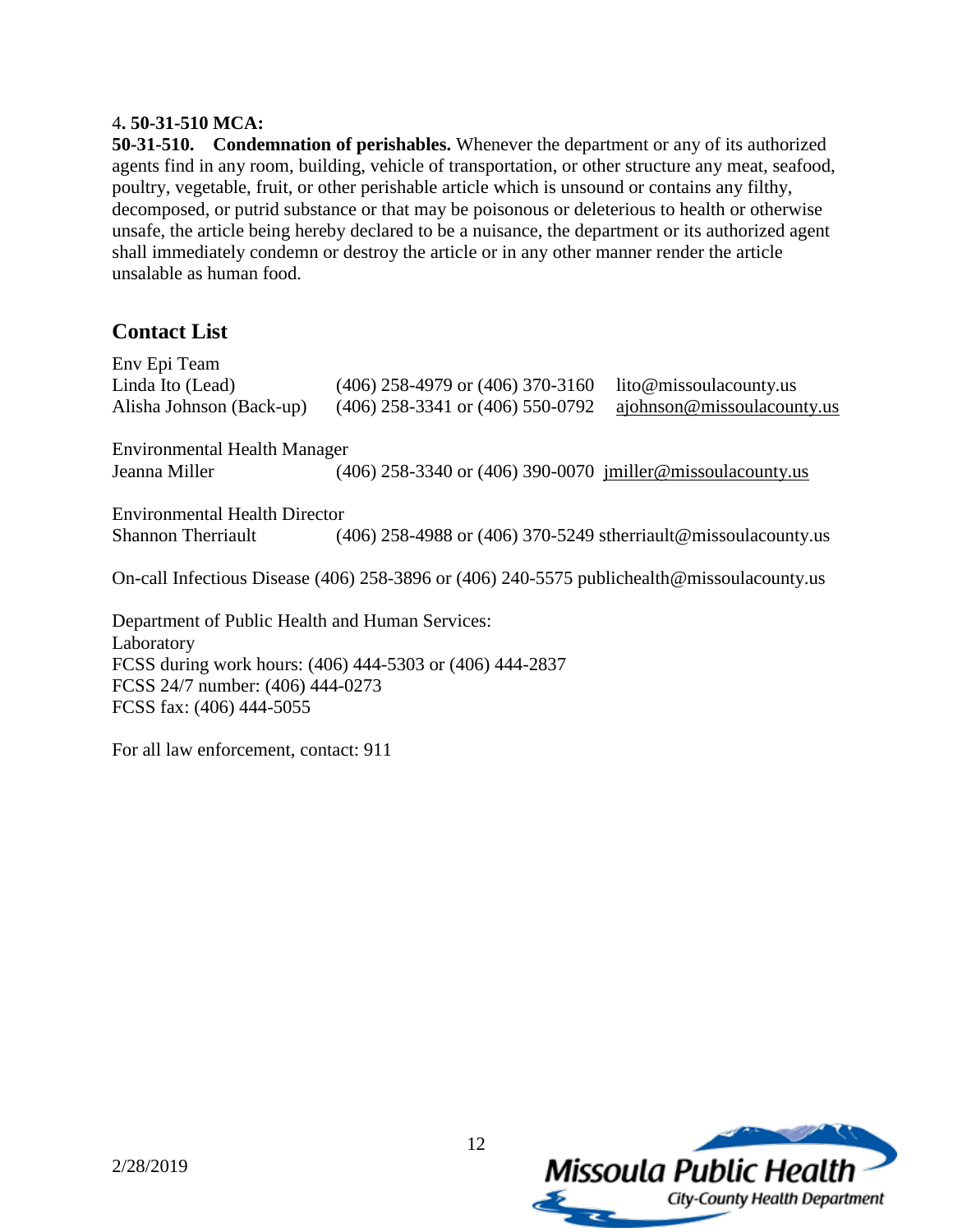4**. 50-31-510 MCA:**

**50-31-510. Condemnation of perishables.** Whenever the department or any of its authorized agents find in any room, building, vehicle of transportation, or other structure any meat, seafood, poultry, vegetable, fruit, or other perishable article which is unsound or contains any filthy, decomposed, or putrid substance or that may be poisonous or deleterious to health or otherwise unsafe, the article being hereby declared to be a nuisance, the department or its authorized agent shall immediately condemn or destroy the article or in any other manner render the article unsalable as human food.

## Contact List

Env Epi Team

| | | |
|---|---|---|
| Linda Ito (Lead) | (406) 258-4979 or (406) 370-3160 | lito@missoulacounty.us |
| Alisha Johnson (Back-up) | (406) 258-3341 or (406) 550-0792 | ajohnson@missoulacounty.us |

Environmental Health Manager

| | | |
|---|---|---|
| Jeanna Miller | (406) 258-3340 or (406) 390-0070 | jmiller@missoulacounty.us |

Environmental Health Director

| | | |
|---|---|---|
| Shannon Therriault | (406) 258-4988 or (406) 370-5249 | stherriault@missoulacounty.us |

On-call Infectious Disease (406) 258-3896 or (406) 240-5575 publichealth@missoulacounty.us

Department of Public Health and Human Services:
Laboratory
FCSS during work hours: (406) 444-5303 or (406) 444-2837
FCSS 24/7 number: (406) 444-0273
FCSS fax: (406) 444-5055

For all law enforcement, contact: 911

2/28/2019